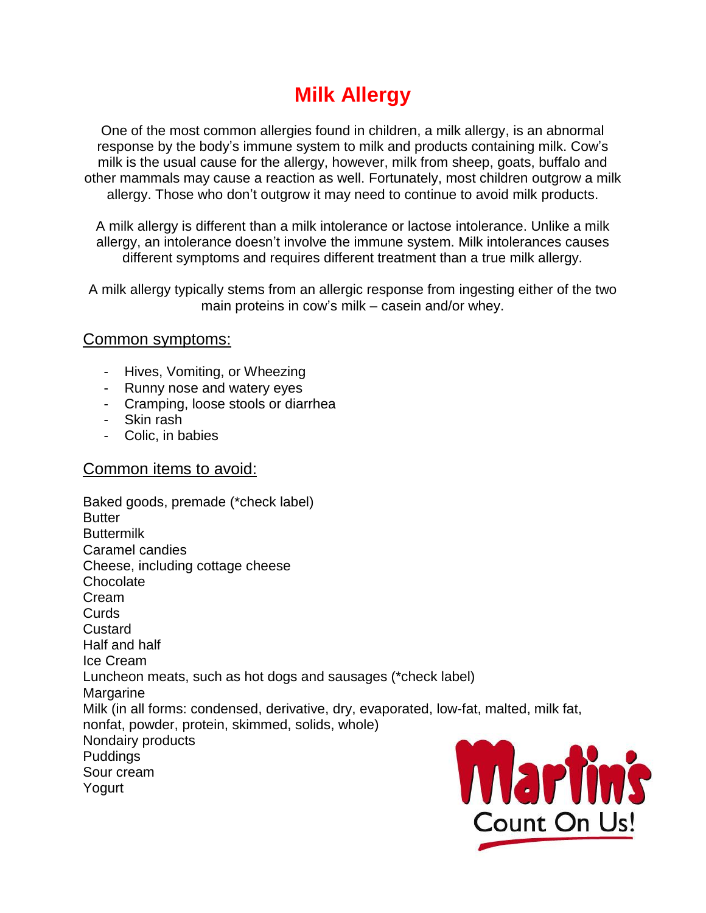# Milk Allergy

One of the most common allergies found in children, a milk allergy, is an abnormal response by the body's immune system to milk and products containing milk. Cow's milk is the usual cause for the allergy, however, milk from sheep, goats, buffalo and other mammals may cause a reaction as well. Fortunately, most children outgrow a milk allergy. Those who don't outgrow it may need to continue to avoid milk products.

A milk allergy is different than a milk intolerance or lactose intolerance. Unlike a milk allergy, an intolerance doesn't involve the immune system. Milk intolerances causes different symptoms and requires different treatment than a true milk allergy.

A milk allergy typically stems from an allergic response from ingesting either of the two main proteins in cow's milk – casein and/or whey.

## Common symptoms:

- Hives, Vomiting, or Wheezing
- Runny nose and watery eyes
- Cramping, loose stools or diarrhea
- Skin rash
- Colic, in babies

## Common items to avoid:

Baked goods, premade (*check label)
Butter
Buttermilk
Caramel candies
Cheese, including cottage cheese
Chocolate
Cream
Curds
Custard
Half and half
Ice Cream
Luncheon meats, such as hot dogs and sausages (*check label)
Margarine
Milk (in all forms: condensed, derivative, dry, evaporated, low-fat, malted, milk fat, nonfat, powder, protein, skimmed, solids, whole)
Nondairy products
Puddings
Sour cream
Yogurt

Martin's
Count On Us!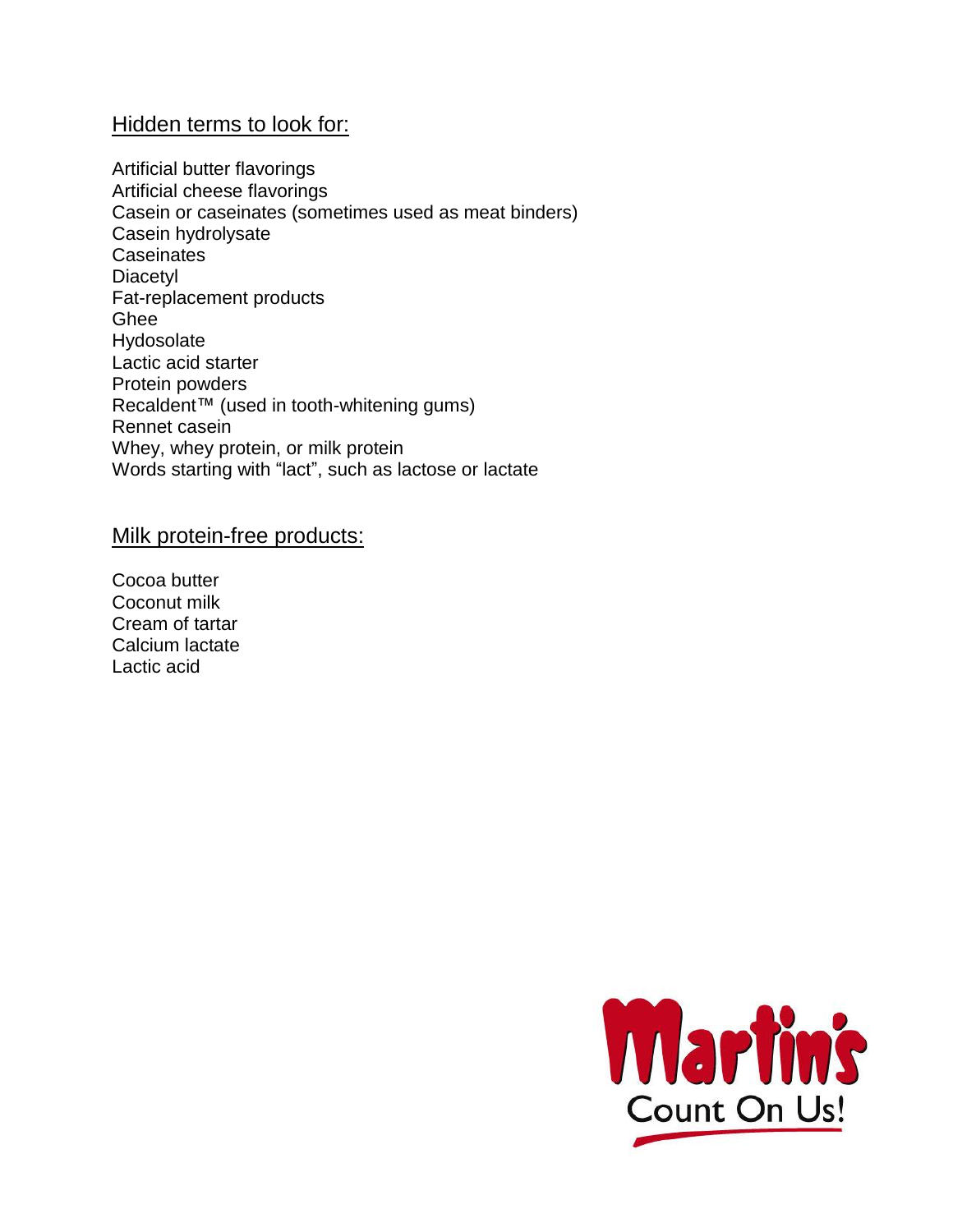## Hidden terms to look for:

Artificial butter flavorings
Artificial cheese flavorings
Casein or caseinates (sometimes used as meat binders)
Casein hydrolysate
Caseinates
Diacetyl
Fat-replacement products
Ghee
Hydosolate
Lactic acid starter
Protein powders
Recaldent™ (used in tooth-whitening gums)
Rennet casein
Whey, whey protein, or milk protein
Words starting with “lact”, such as lactose or lactate

## Milk protein-free products:

Cocoa butter
Coconut milk
Cream of tartar
Calcium lactate
Lactic acid

Martin's
Count On Us!